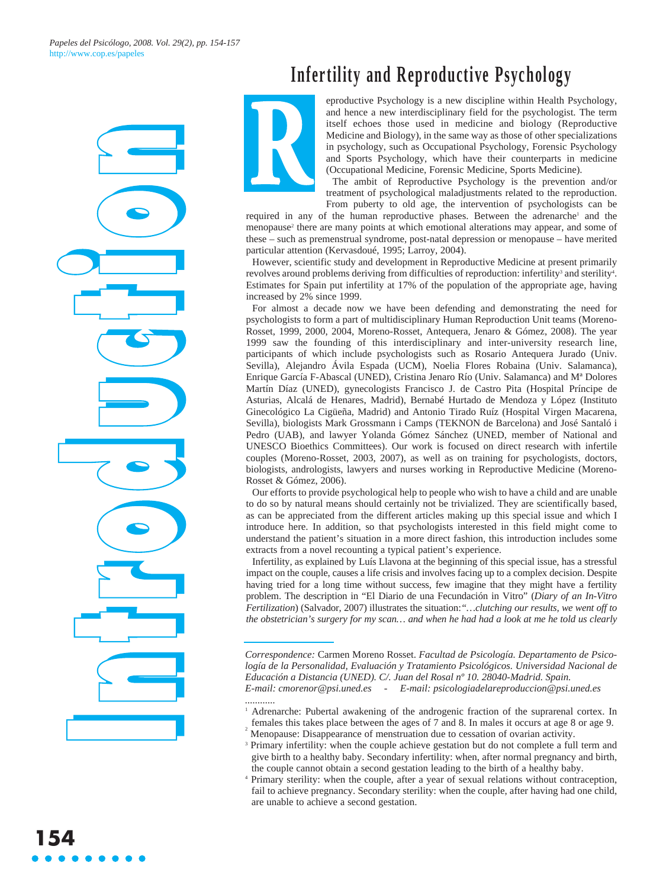# Infertility and Reproductive Psychology

Reproductive Psychology is a new discipline within Health Psychology, and hence a new interdisciplinary field for the psychologist. The term itself echoes those used in medicine and biology (Reproductive Medicine and Biology), in the same way as those of other specializations in psychology, such as Occupational Psychology, Forensic Psychology and Sports Psychology, which have their counterparts in medicine (Occupational Medicine, Forensic Medicine, Sports Medicine).

The ambit of Reproductive Psychology is the prevention and/or treatment of psychological maladjustments related to the reproduction. From puberty to old age, the intervention of psychologists can be required in any of the human reproductive phases. Between the adrenarche[1] and the menopause[2] there are many points at which emotional alterations may appear, and some of these – such as premenstrual syndrome, post-natal depression or menopause – have merited particular attention (Kervasdoué, 1995; Larroy, 2004).

However, scientific study and development in Reproductive Medicine at present primarily revolves around problems deriving from difficulties of reproduction: infertility[3] and sterility[4]. Estimates for Spain put infertility at 17% of the population of the appropriate age, having increased by 2% since 1999.

For almost a decade now we have been defending and demonstrating the need for psychologists to form a part of multidisciplinary Human Reproduction Unit teams (Moreno-Rosset, 1999, 2000, 2004, Moreno-Rosset, Antequera, Jenaro & Gómez, 2008). The year 1999 saw the founding of this interdisciplinary and inter-university research line, participants of which include psychologists such as Rosario Antequera Jurado (Univ. Sevilla), Alejandro Ávila Espada (UCM), Noelia Flores Robaina (Univ. Salamanca), Enrique García F-Abascal (UNED), Cristina Jenaro Río (Univ. Salamanca) and Mª Dolores Martín Díaz (UNED), gynecologists Francisco J. de Castro Pita (Hospital Príncipe de Asturias, Alcalá de Henares, Madrid), Bernabé Hurtado de Mendoza y López (Instituto Ginecológico La Cigüeña, Madrid) and Antonio Tirado Ruíz (Hospital Virgen Macarena, Sevilla), biologists Mark Grossmann i Camps (TEKNON de Barcelona) and José Santaló i Pedro (UAB), and lawyer Yolanda Gómez Sánchez (UNED, member of National and UNESCO Bioethics Committees). Our work is focused on direct research with infertile couples (Moreno-Rosset, 2003, 2007), as well as on training for psychologists, doctors, biologists, andrologists, lawyers and nurses working in Reproductive Medicine (Moreno-Rosset & Gómez, 2006).

Our efforts to provide psychological help to people who wish to have a child and are unable to do so by natural means should certainly not be trivialized. They are scientifically based, as can be appreciated from the different articles making up this special issue and which I introduce here. In addition, so that psychologists interested in this field might come to understand the patient's situation in a more direct fashion, this introduction includes some extracts from a novel recounting a typical patient's experience.

Infertility, as explained by Luís Llavona at the beginning of this special issue, has a stressful impact on the couple, causes a life crisis and involves facing up to a complex decision. Despite having tried for a long time without success, few imagine that they might have a fertility problem. The description in "El Diario de una Fecundación in Vitro" (*Diary of an In-Vitro Fertilization*) (Salvador, 2007) illustrates the situation: *"…clutching our results, we went off to the obstetrician's surgery for my scan… and when he had had a look at me he told us clearly*

---

*Correspondence:* Carmen Moreno Rosset. *Facultad de Psicología. Departamento de Psicología de la Personalidad, Evaluación y Tratamiento Psicológicos. Universidad Nacional de Educación a Distancia (UNED). C/. Juan del Rosal nº 10. 28040-Madrid. Spain.*
*E-mail: cmorenor@psi.uned.es - E-mail: psicologiadelareproduccion@psi.uned.es*

............

[1] Adrenarche: Pubertal awakening of the androgenic fraction of the suprarenal cortex. In females this takes place between the ages of 7 and 8. In males it occurs at age 8 or age 9.

[2] Menopause: Disappearance of menstruation due to cessation of ovarian activity.

[3] Primary infertility: when the couple achieve gestation but do not complete a full term and give birth to a healthy baby. Secondary infertility: when, after normal pregnancy and birth, the couple cannot obtain a second gestation leading to the birth of a healthy baby.

[4] Primary sterility: when the couple, after a year of sexual relations without contraception, fail to achieve pregnancy. Secondary sterility: when the couple, after having had one child, are unable to achieve a second gestation.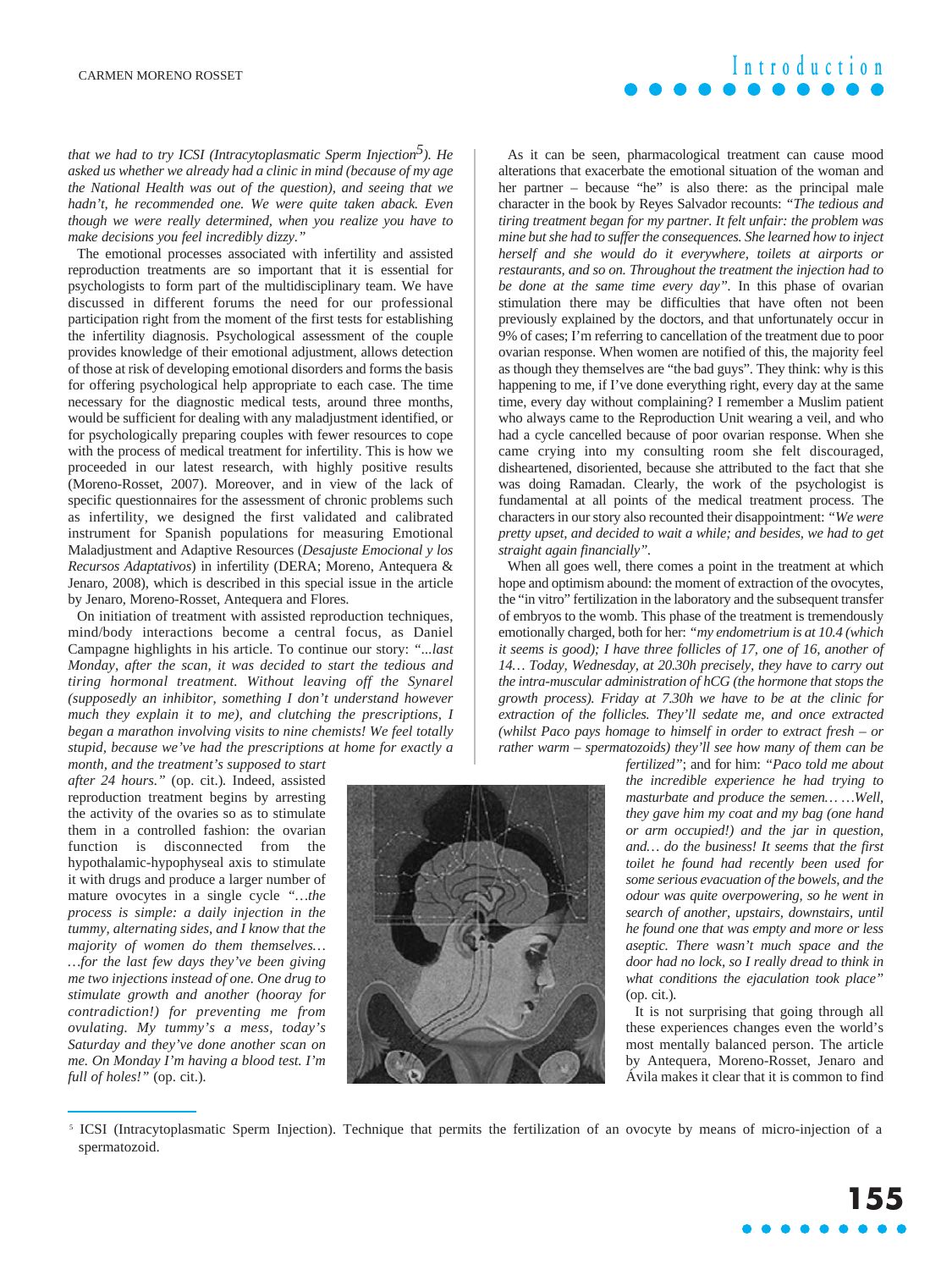*that we had to try ICSI (Intracytoplasmatic Sperm Injection*[5]*). He asked us whether we already had a clinic in mind (because of my age the National Health was out of the question), and seeing that we hadn't, he recommended one. We were quite taken aback. Even though we were really determined, when you realize you have to make decisions you feel incredibly dizzy."*

The emotional processes associated with infertility and assisted reproduction treatments are so important that it is essential for psychologists to form part of the multidisciplinary team. We have discussed in different forums the need for our professional participation right from the moment of the first tests for establishing the infertility diagnosis. Psychological assessment of the couple provides knowledge of their emotional adjustment, allows detection of those at risk of developing emotional disorders and forms the basis for offering psychological help appropriate to each case. The time necessary for the diagnostic medical tests, around three months, would be sufficient for dealing with any maladjustment identified, or for psychologically preparing couples with fewer resources to cope with the process of medical treatment for infertility. This is how we proceeded in our latest research, with highly positive results (Moreno-Rosset, 2007). Moreover, and in view of the lack of specific questionnaires for the assessment of chronic problems such as infertility, we designed the first validated and calibrated instrument for Spanish populations for measuring Emotional Maladjustment and Adaptive Resources (*Desajuste Emocional y los Recursos Adaptativos*) in infertility (DERA; Moreno, Antequera & Jenaro, 2008), which is described in this special issue in the article by Jenaro, Moreno-Rosset, Antequera and Flores.

On initiation of treatment with assisted reproduction techniques, mind/body interactions become a central focus, as Daniel Campagne highlights in his article. To continue our story: *"...last Monday, after the scan, it was decided to start the tedious and tiring hormonal treatment. Without leaving off the Synarel (supposedly an inhibitor, something I don't understand however much they explain it to me), and clutching the prescriptions, I began a marathon involving visits to nine chemists! We feel totally stupid, because we've had the prescriptions at home for exactly a month, and the treatment's supposed to start after 24 hours."* (op. cit.). Indeed, assisted reproduction treatment begins by arresting the activity of the ovaries so as to stimulate them in a controlled fashion: the ovarian function is disconnected from the hypothalamic-hypophyseal axis to stimulate it with drugs and produce a larger number of mature ovocytes in a single cycle *"…the process is simple: a daily injection in the tummy, alternating sides, and I know that the majority of women do them themselves… …for the last few days they've been giving me two injections instead of one. One drug to stimulate growth and another (hooray for contradiction!) for preventing me from ovulating. My tummy's a mess, today's Saturday and they've done another scan on me. On Monday I'm having a blood test. I'm full of holes!"* (op. cit.).

As it can be seen, pharmacological treatment can cause mood alterations that exacerbate the emotional situation of the woman and her partner – because "he" is also there: as the principal male character in the book by Reyes Salvador recounts: *"The tedious and tiring treatment began for my partner. It felt unfair: the problem was mine but she had to suffer the consequences. She learned how to inject herself and she would do it everywhere, toilets at airports or restaurants, and so on. Throughout the treatment the injection had to be done at the same time every day"*. In this phase of ovarian stimulation there may be difficulties that have often not been previously explained by the doctors, and that unfortunately occur in 9% of cases; I'm referring to cancellation of the treatment due to poor ovarian response. When women are notified of this, the majority feel as though they themselves are "the bad guys". They think: why is this happening to me, if I've done everything right, every day at the same time, every day without complaining? I remember a Muslim patient who always came to the Reproduction Unit wearing a veil, and who had a cycle cancelled because of poor ovarian response. When she came crying into my consulting room she felt discouraged, disheartened, disoriented, because she attributed to the fact that she was doing Ramadan. Clearly, the work of the psychologist is fundamental at all points of the medical treatment process. The characters in our story also recounted their disappointment: *"We were pretty upset, and decided to wait a while; and besides, we had to get straight again financially"*.

When all goes well, there comes a point in the treatment at which hope and optimism abound: the moment of extraction of the ovocytes, the "in vitro" fertilization in the laboratory and the subsequent transfer of embryos to the womb. This phase of the treatment is tremendously emotionally charged, both for her: *"my endometrium is at 10.4 (which it seems is good); I have three follicles of 17, one of 16, another of 14… Today, Wednesday, at 20.30h precisely, they have to carry out the intra-muscular administration of hCG (the hormone that stops the growth process). Friday at 7.30h we have to be at the clinic for extraction of the follicles. They'll sedate me, and once extracted (whilst Paco pays homage to himself in order to extract fresh – or rather warm – spermatozoids) they'll see how many of them can be fertilized"*; and for him: *"Paco told me about the incredible experience he had trying to masturbate and produce the semen… …Well, they gave him my coat and my bag (one hand or arm occupied!) and the jar in question, and… do the business! It seems that the first toilet he found had recently been used for some serious evacuation of the bowels, and the odour was quite overpowering, so he went in search of another, upstairs, downstairs, until he found one that was empty and more or less aseptic. There wasn't much space and the door had no lock, so I really dread to think in what conditions the ejaculation took place"* (op. cit.).

It is not surprising that going through all these experiences changes even the world's most mentally balanced person. The article by Antequera, Moreno-Rosset, Jenaro and Ávila makes it clear that it is common to find

---

[5] ICSI (Intracytoplasmatic Sperm Injection). Technique that permits the fertilization of an ovocyte by means of micro-injection of a spermatozoid.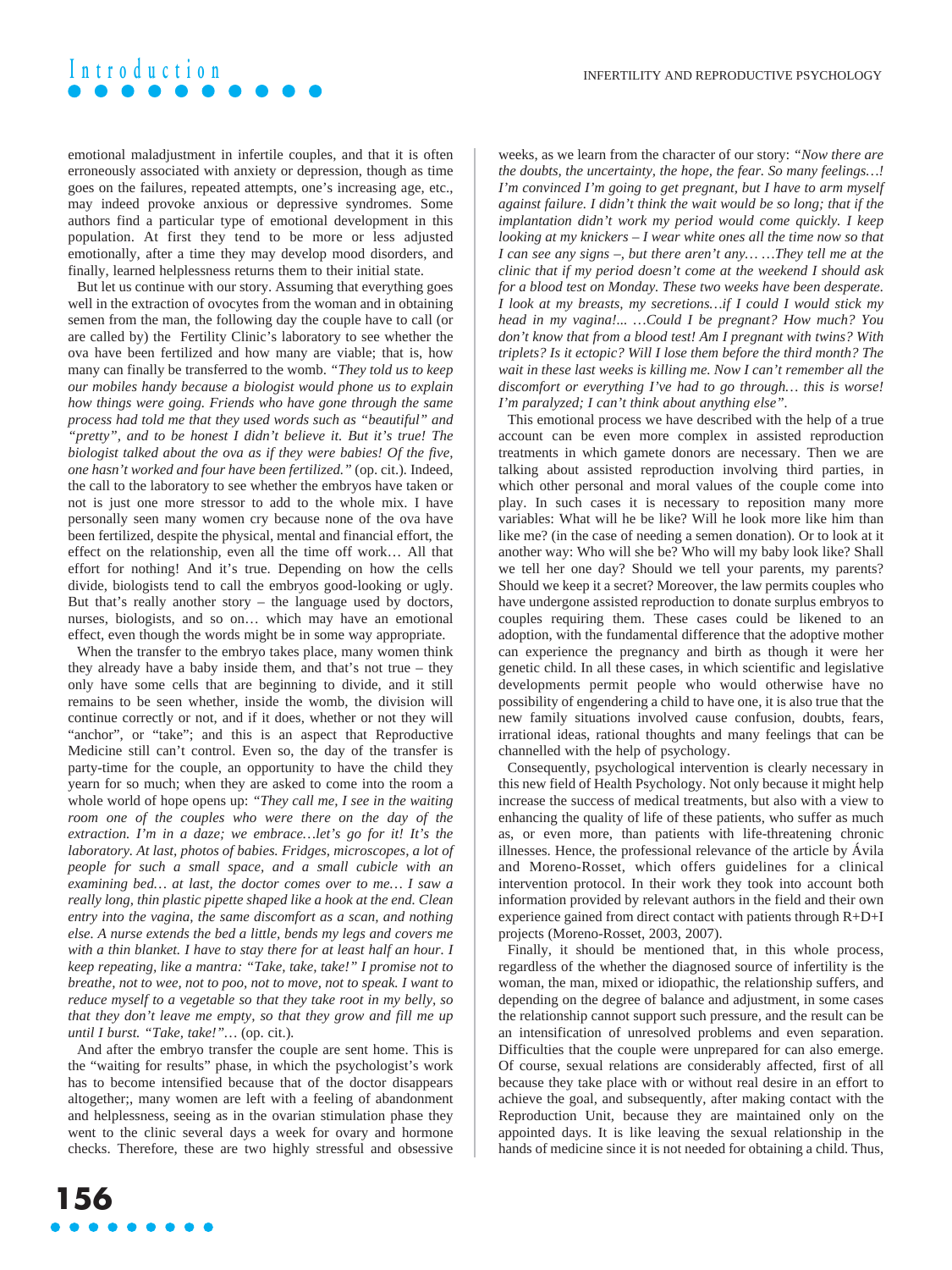emotional maladjustment in infertile couples, and that it is often erroneously associated with anxiety or depression, though as time goes on the failures, repeated attempts, one's increasing age, etc., may indeed provoke anxious or depressive syndromes. Some authors find a particular type of emotional development in this population. At first they tend to be more or less adjusted emotionally, after a time they may develop mood disorders, and finally, learned helplessness returns them to their initial state.

But let us continue with our story. Assuming that everything goes well in the extraction of ovocytes from the woman and in obtaining semen from the man, the following day the couple have to call (or are called by) the Fertility Clinic's laboratory to see whether the ova have been fertilized and how many are viable; that is, how many can finally be transferred to the womb. *"They told us to keep our mobiles handy because a biologist would phone us to explain how things were going. Friends who had gone through the same process had told me that they used words such as "beautiful" and "pretty", and to be honest I didn't believe it. But it's true! The biologist talked about the ova as if they were babies! Of the five, one hasn't worked and four have been fertilized."* (op. cit.). Indeed, the call to the laboratory to see whether the embryos have taken or not is just one more stressor to add to the whole mix. I have personally seen many women cry because none of the ova have been fertilized, despite the physical, mental and financial effort, the effect on the relationship, even all the time off work… All that effort for nothing! And it's true. Depending on how the cells divide, biologists tend to call the embryos good-looking or ugly. But that's really another story – the language used by doctors, nurses, biologists, and so on… which may have an emotional effect, even though the words might be in some way appropriate.

When the transfer to the embryo takes place, many women think they already have a baby inside them, and that's not true – they only have some cells that are beginning to divide, and it still remains to be seen whether, inside the womb, the division will continue correctly or not, and if it does, whether or not they will "anchor", or "take"; and this is an aspect that Reproductive Medicine still can't control. Even so, the day of the transfer is party-time for the couple, an opportunity to have the child they yearn for so much; when they are asked to come into the room a whole world of hope opens up: *"They call me, I see in the waiting room one of the couples who were there on the day of the extraction. I'm in a daze; we embrace…let's go for it! It's the laboratory. At last, photos of babies. Fridges, microscopes, a lot of people for such a small space, and a small cubicle with an examining bed… at last, the doctor comes over to me… I saw a really long, thin plastic pipette shaped like a hook at the end. Clean entry into the vagina, the same discomfort as a scan, and nothing else. A nurse extends the bed a little, bends my legs and covers me with a thin blanket. I have to stay there for at least half an hour. I keep repeating, like a mantra: "Take, take, take!" I promise not to breathe, not to wee, not to poo, not to move, not to speak. I want to reduce myself to a vegetable so that they take root in my belly, so that they don't leave me empty, so that they grow and fill me up until I burst. "Take, take!"*… (op. cit.).

And after the embryo transfer the couple are sent home. This is the "waiting for results" phase, in which the psychologist's work has to become intensified because that of the doctor disappears altogether;, many women are left with a feeling of abandonment and helplessness, seeing as in the ovarian stimulation phase they went to the clinic several days a week for ovary and hormone checks. Therefore, these are two highly stressful and obsessive weeks, as we learn from the character of our story: *"Now there are the doubts, the uncertainty, the hope, the fear. So many feelings…! I'm convinced I'm going to get pregnant, but I have to arm myself against failure. I didn't think the wait would be so long; that if the implantation didn't work my period would come quickly. I keep looking at my knickers – I wear white ones all the time now so that I can see any signs –, but there aren't any… …They tell me at the clinic that if my period doesn't come at the weekend I should ask for a blood test on Monday. These two weeks have been desperate. I look at my breasts, my secretions…if I could I would stick my head in my vagina!... …Could I be pregnant? How much? You don't know that from a blood test! Am I pregnant with twins? With triplets? Is it ectopic? Will I lose them before the third month? The wait in these last weeks is killing me. Now I can't remember all the discomfort or everything I've had to go through… this is worse! I'm paralyzed; I can't think about anything else".*

This emotional process we have described with the help of a true account can be even more complex in assisted reproduction treatments in which gamete donors are necessary. Then we are talking about assisted reproduction involving third parties, in which other personal and moral values of the couple come into play. In such cases it is necessary to reposition many more variables: What will he be like? Will he look more like him than like me? (in the case of needing a semen donation). Or to look at it another way: Who will she be? Who will my baby look like? Shall we tell her one day? Should we tell your parents, my parents? Should we keep it a secret? Moreover, the law permits couples who have undergone assisted reproduction to donate surplus embryos to couples requiring them. These cases could be likened to an adoption, with the fundamental difference that the adoptive mother can experience the pregnancy and birth as though it were her genetic child. In all these cases, in which scientific and legislative developments permit people who would otherwise have no possibility of engendering a child to have one, it is also true that the new family situations involved cause confusion, doubts, fears, irrational ideas, rational thoughts and many feelings that can be channelled with the help of psychology.

Consequently, psychological intervention is clearly necessary in this new field of Health Psychology. Not only because it might help increase the success of medical treatments, but also with a view to enhancing the quality of life of these patients, who suffer as much as, or even more, than patients with life-threatening chronic illnesses. Hence, the professional relevance of the article by Ávila and Moreno-Rosset, which offers guidelines for a clinical intervention protocol. In their work they took into account both information provided by relevant authors in the field and their own experience gained from direct contact with patients through R+D+I projects (Moreno-Rosset, 2003, 2007).

Finally, it should be mentioned that, in this whole process, regardless of the whether the diagnosed source of infertility is the woman, the man, mixed or idiopathic, the relationship suffers, and depending on the degree of balance and adjustment, in some cases the relationship cannot support such pressure, and the result can be an intensification of unresolved problems and even separation. Difficulties that the couple were unprepared for can also emerge. Of course, sexual relations are considerably affected, first of all because they take place with or without real desire in an effort to achieve the goal, and subsequently, after making contact with the Reproduction Unit, because they are maintained only on the appointed days. It is like leaving the sexual relationship in the hands of medicine since it is not needed for obtaining a child. Thus,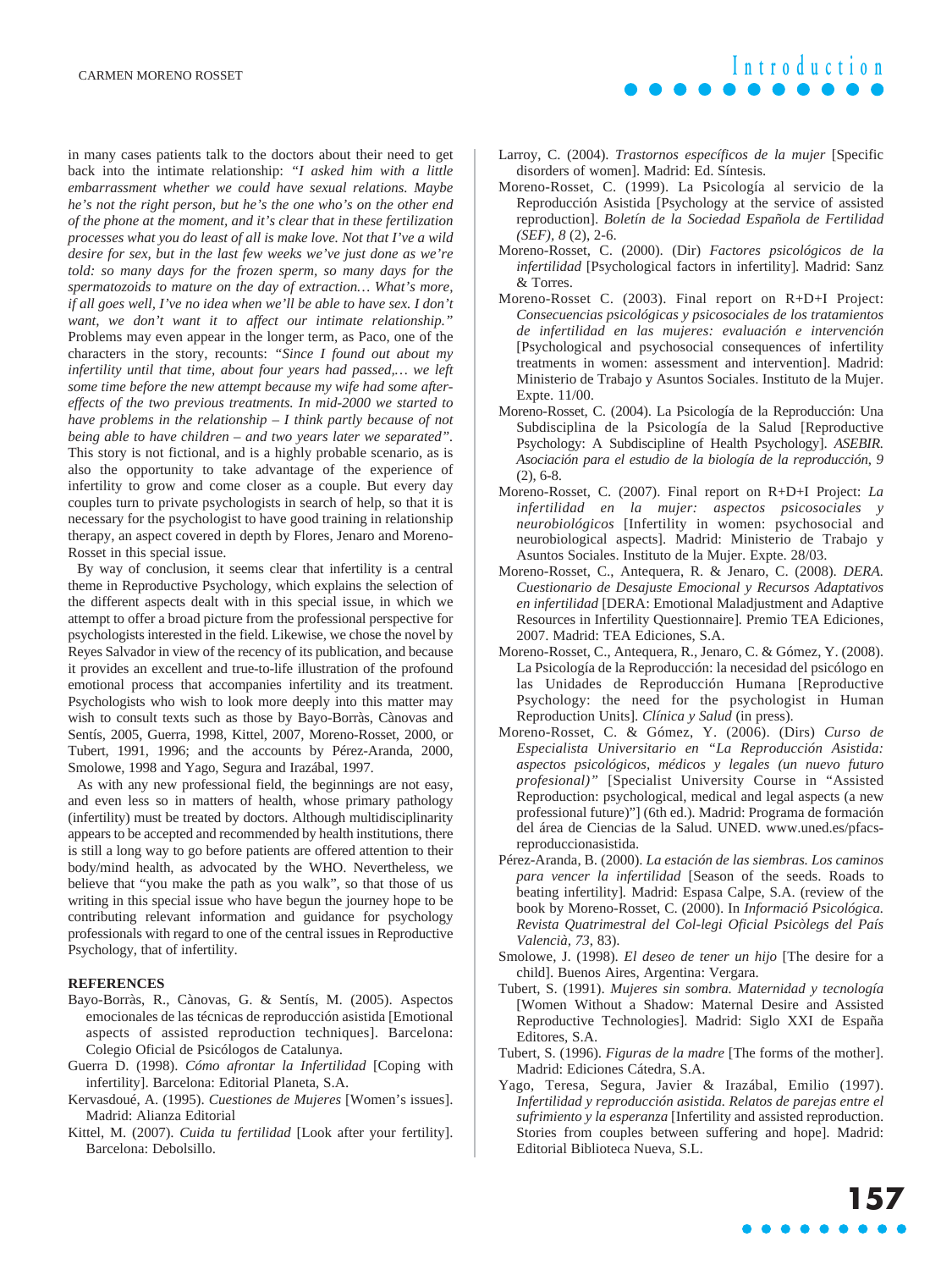in many cases patients talk to the doctors about their need to get back into the intimate relationship: “*I asked him with a little embarrassment whether we could have sexual relations. Maybe he’s not the right person, but he’s the one who’s on the other end of the phone at the moment, and it’s clear that in these fertilization processes what you do least of all is make love. Not that I’ve a wild desire for sex, but in the last few weeks we’ve just done as we’re told: so many days for the frozen sperm, so many days for the spermatozoids to mature on the day of extraction… What’s more, if all goes well, I’ve no idea when we’ll be able to have sex. I don’t want, we don’t want it to affect our intimate relationship.*” Problems may even appear in the longer term, as Paco, one of the characters in the story, recounts: “*Since I found out about my infertility until that time, about four years had passed,… we left some time before the new attempt because my wife had some after-effects of the two previous treatments. In mid-2000 we started to have problems in the relationship – I think partly because of not being able to have children – and two years later we separated*”. This story is not fictional, and is a highly probable scenario, as is also the opportunity to take advantage of the experience of infertility to grow and come closer as a couple. But every day couples turn to private psychologists in search of help, so that it is necessary for the psychologist to have good training in relationship therapy, an aspect covered in depth by Flores, Jenaro and Moreno-Rosset in this special issue.

By way of conclusion, it seems clear that infertility is a central theme in Reproductive Psychology, which explains the selection of the different aspects dealt with in this special issue, in which we attempt to offer a broad picture from the professional perspective for psychologists interested in the field. Likewise, we chose the novel by Reyes Salvador in view of the recency of its publication, and because it provides an excellent and true-to-life illustration of the profound emotional process that accompanies infertility and its treatment. Psychologists who wish to look more deeply into this matter may wish to consult texts such as those by Bayo-Borràs, Cànovas and Sentís, 2005, Guerra, 1998, Kittel, 2007, Moreno-Rosset, 2000, or Tubert, 1991, 1996; and the accounts by Pérez-Aranda, 2000, Smolowe, 1998 and Yago, Segura and Irazábal, 1997.

As with any new professional field, the beginnings are not easy, and even less so in matters of health, whose primary pathology (infertility) must be treated by doctors. Although multidisciplinarity appears to be accepted and recommended by health institutions, there is still a long way to go before patients are offered attention to their body/mind health, as advocated by the WHO. Nevertheless, we believe that “you make the path as you walk”, so that those of us writing in this special issue who have begun the journey hope to be contributing relevant information and guidance for psychology professionals with regard to one of the central issues in Reproductive Psychology, that of infertility.

**REFERENCES**

Bayo-Borràs, R., Cànovas, G. & Sentís, M. (2005). Aspectos emocionales de las técnicas de reproducción asistida [Emotional aspects of assisted reproduction techniques]. Barcelona: Colegio Oficial de Psicólogos de Catalunya.

Guerra D. (1998). *Cómo afrontar la Infertilidad* [Coping with infertility]. Barcelona: Editorial Planeta, S.A.

Kervasdoué, A. (1995). *Cuestiones de Mujeres* [Women’s issues]. Madrid: Alianza Editorial

Kittel, M. (2007). *Cuida tu fertilidad* [Look after your fertility]. Barcelona: Debolsillo.

Larroy, C. (2004). *Trastornos específicos de la mujer* [Specific disorders of women]. Madrid: Ed. Síntesis.

Moreno-Rosset, C. (1999). La Psicología al servicio de la Reproducción Asistida [Psychology at the service of assisted reproduction]. *Boletín de la Sociedad Española de Fertilidad (SEF), 8* (2), 2-6.

Moreno-Rosset, C. (2000). (Dir) *Factores psicológicos de la infertilidad* [Psychological factors in infertility]. Madrid: Sanz & Torres.

Moreno-Rosset C. (2003). Final report on R+D+I Project: *Consecuencias psicológicas y psicosociales de los tratamientos de infertilidad en las mujeres: evaluación e intervención* [Psychological and psychosocial consequences of infertility treatments in women: assessment and intervention]. Madrid: Ministerio de Trabajo y Asuntos Sociales. Instituto de la Mujer. Expte. 11/00.

Moreno-Rosset, C. (2004). La Psicología de la Reproducción: Una Subdisciplina de la Psicología de la Salud [Reproductive Psychology: A Subdiscipline of Health Psychology]. *ASEBIR. Asociación para el estudio de la biología de la reproducción, 9* (2), 6-8.

Moreno-Rosset, C. (2007). Final report on R+D+I Project: *La infertilidad en la mujer: aspectos psicosociales y neurobiológicos* [Infertility in women: psychosocial and neurobiological aspects]. Madrid: Ministerio de Trabajo y Asuntos Sociales. Instituto de la Mujer. Expte. 28/03.

Moreno-Rosset, C., Antequera, R. & Jenaro, C. (2008). *DERA. Cuestionario de Desajuste Emocional y Recursos Adaptativos en infertilidad* [DERA: Emotional Maladjustment and Adaptive Resources in Infertility Questionnaire]. Premio TEA Ediciones, 2007. Madrid: TEA Ediciones, S.A.

Moreno-Rosset, C., Antequera, R., Jenaro, C. & Gómez, Y. (2008). La Psicología de la Reproducción: la necesidad del psicólogo en las Unidades de Reproducción Humana [Reproductive Psychology: the need for the psychologist in Human Reproduction Units]. *Clínica y Salud* (in press).

Moreno-Rosset, C. & Gómez, Y. (2006). (Dirs) *Curso de Especialista Universitario en “La Reproducción Asistida: aspectos psicológicos, médicos y legales (un nuevo futuro profesional)”* [Specialist University Course in “Assisted Reproduction: psychological, medical and legal aspects (a new professional future)”] (6th ed.). Madrid: Programa de formación del área de Ciencias de la Salud. UNED. www.uned.es/pfacs-reproduccionasistida.

Pérez-Aranda, B. (2000). *La estación de las siembras. Los caminos para vencer la infertilidad* [Season of the seeds. Roads to beating infertility]. Madrid: Espasa Calpe, S.A. (review of the book by Moreno-Rosset, C. (2000). In *Informació Psicològica. Revista Quatrimestral del Col-legi Oficial Psicòlegs del País Valencià, 73*, 83).

Smolowe, J. (1998). *El deseo de tener un hijo* [The desire for a child]. Buenos Aires, Argentina: Vergara.

Tubert, S. (1991). *Mujeres sin sombra. Maternidad y tecnología* [Women Without a Shadow: Maternal Desire and Assisted Reproductive Technologies]. Madrid: Siglo XXI de España Editores, S.A.

Tubert, S. (1996). *Figuras de la madre* [The forms of the mother]. Madrid: Ediciones Cátedra, S.A.

Yago, Teresa, Segura, Javier & Irazábal, Emilio (1997). *Infertilidad y reproducción asistida. Relatos de parejas entre el sufrimiento y la esperanza* [Infertility and assisted reproduction. Stories from couples between suffering and hope]. Madrid: Editorial Biblioteca Nueva, S.L.